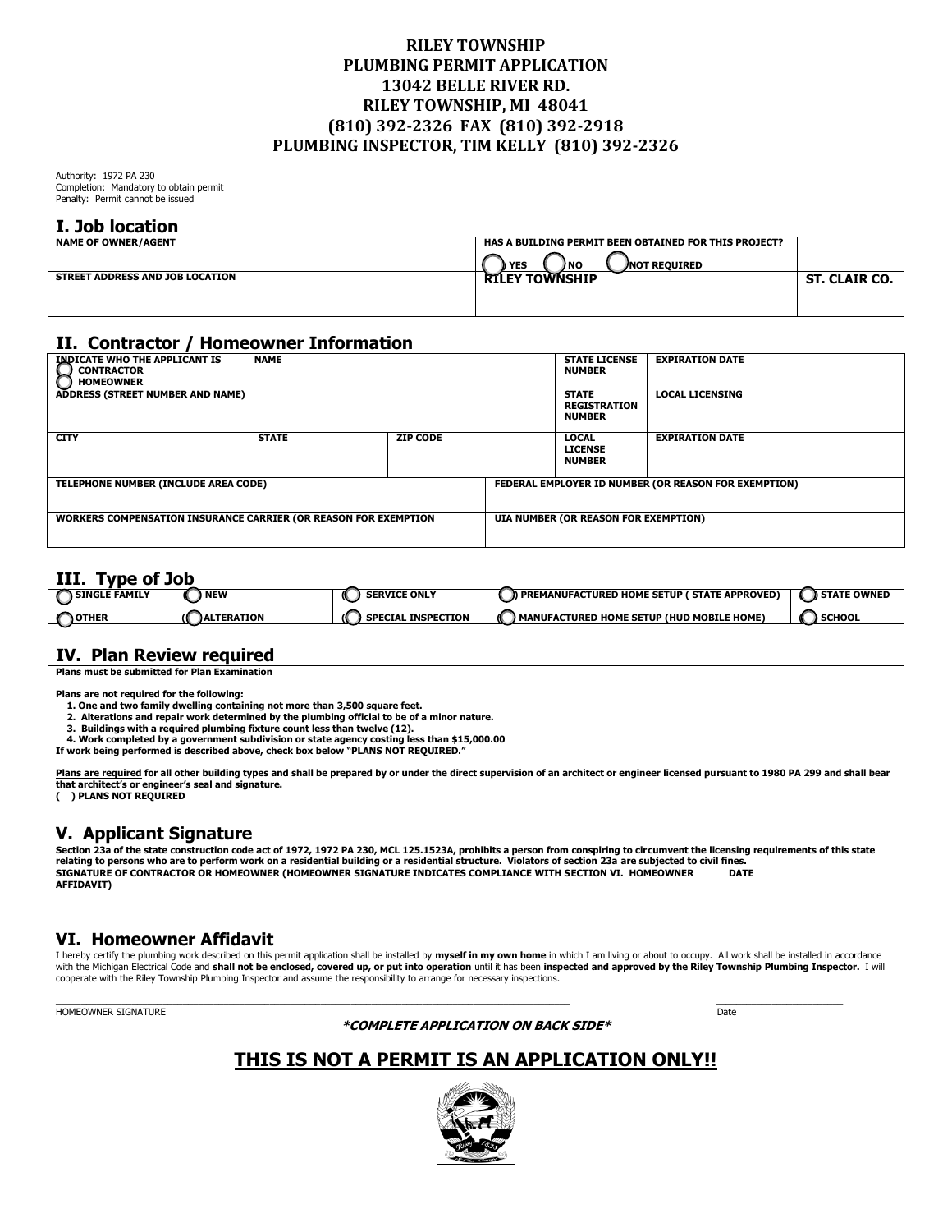# RILEY TOWNSHIP
# PLUMBING PERMIT APPLICATION
# 13042 BELLE RIVER RD.
# RILEY TOWNSHIP, MI 48041
# (810) 392-2326 FAX (810) 392-2918
# PLUMBING INSPECTOR, TIM KELLY (810) 392-2326

Authority: 1972 PA 230
Completion: Mandatory to obtain permit
Penalty: Permit cannot be issued

## I. Job location

| NAME OF OWNER/AGENT | HAS A BUILDING PERMIT BEEN OBTAINED FOR THIS PROJECT? ( ) YES ( ) NO ( ) NOT REQUIRED | |
|---|---|---|
| STREET ADDRESS AND JOB LOCATION | RILEY TOWNSHIP | ST. CLAIR CO. |

## II. Contractor / Homeowner Information

| INDICATE WHO THE APPLICANT IS ( ) CONTRACTOR ( ) HOMEOWNER | NAME | | STATE LICENSE NUMBER | EXPIRATION DATE |
|---|---|---|---|---|
| ADDRESS (STREET NUMBER AND NAME) | | | STATE REGISTRATION NUMBER | LOCAL LICENSING |
| CITY | STATE | ZIP CODE | LOCAL LICENSE NUMBER | EXPIRATION DATE |
| TELEPHONE NUMBER (INCLUDE AREA CODE) | | FEDERAL EMPLOYER ID NUMBER (OR REASON FOR EXEMPTION) | | |
| WORKERS COMPENSATION INSURANCE CARRIER (OR REASON FOR EXEMPTION | | UIA NUMBER (OR REASON FOR EXEMPTION) | | |

## III. Type of Job

| | | | | |
|---|---|---|---|---|
| ( ) SINGLE FAMILY | ( ) NEW | ( ) SERVICE ONLY | ( ) PREMANUFACTURED HOME SETUP ( STATE APPROVED) | ( ) STATE OWNED |
| ( ) OTHER | ( ) ALTERATION | ( ) SPECIAL INSPECTION | ( ) MANUFACTURED HOME SETUP (HUD MOBILE HOME) | ( ) SCHOOL |

## IV. Plan Review required

**Plans must be submitted for Plan Examination**

**Plans are not required for the following:**

1. **One and two family dwelling containing not more than 3,500 square feet.**
2. **Alterations and repair work determined by the plumbing official to be of a minor nature.**
3. **Buildings with a required plumbing fixture count less than twelve (12).**
4. **Work completed by a government subdivision or state agency costing less than $15,000.00**

**If work being performed is described above, check box below "PLANS NOT REQUIRED."**

**Plans are required for all other building types and shall be prepared by or under the direct supervision of an architect or engineer licensed pursuant to 1980 PA 299 and shall bear that architect's or engineer's seal and signature.**

**( ) PLANS NOT REQUIRED**

## V. Applicant Signature

**Section 23a of the state construction code act of 1972, 1972 PA 230, MCL 125.1523A, prohibits a person from conspiring to circumvent the licensing requirements of this state relating to persons who are to perform work on a residential building or a residential structure. Violators of section 23a are subjected to civil fines.**

| SIGNATURE OF CONTRACTOR OR HOMEOWNER (HOMEOWNER SIGNATURE INDICATES COMPLIANCE WITH SECTION VI. HOMEOWNER AFFIDAVIT) | DATE |
|---|---|
| | |

## VI. Homeowner Affidavit

I hereby certify the plumbing work described on this permit application shall be installed by **myself in my own home** in which I am living or about to occupy. All work shall be installed in accordance with the Michigan Electrical Code and **shall not be enclosed, covered up, or put into operation** until it has been **inspected and approved by the Riley Township Plumbing Inspector.** I will cooperate with the Riley Township Plumbing Inspector and assume the responsibility to arrange for necessary inspections.

______________________________ ______________
HOMEOWNER SIGNATURE Date

***\*COMPLETE APPLICATION ON BACK SIDE\****

## THIS IS NOT A PERMIT IS AN APPLICATION ONLY!!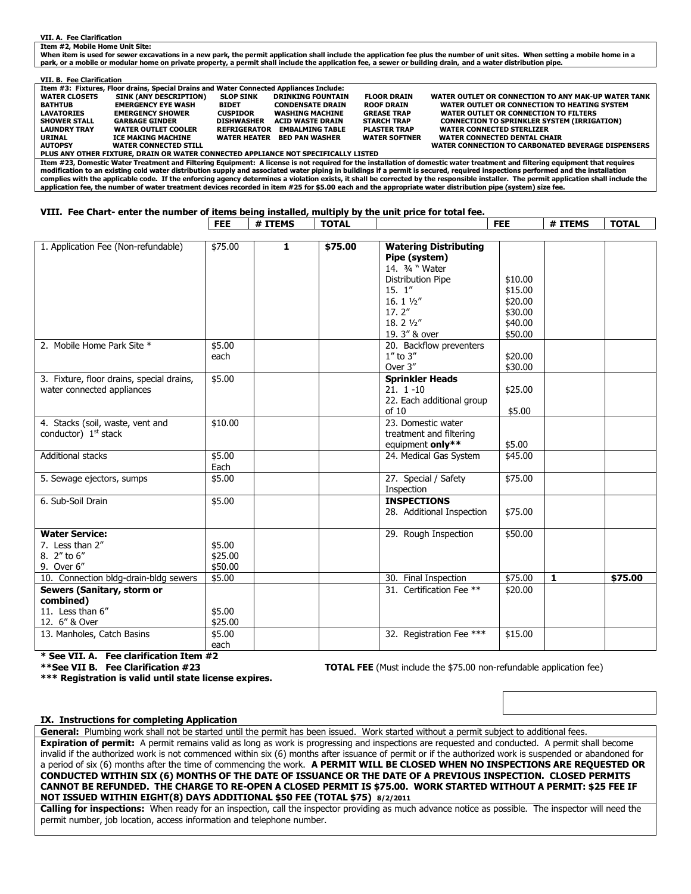**VII. A. Fee Clarification**

**Item #2, Mobile Home Unit Site:**
**When item is used for sewer excavations in a new park, the permit application shall include the application fee plus the number of unit sites. When setting a mobile home in a park, or a mobile or modular home on private property, a permit shall include the application fee, a sewer or building drain, and a water distribution pipe.**

**VII. B. Fee Clarification**

**Item #3: Fixtures, Floor drains, Special Drains and Water Connected Appliances Include:**

| | | | | | |
|---|---|---|---|---|---|
| **WATER CLOSETS** | **SINK (ANY DESCRIPTION)** | **SLOP SINK** | **DRINKING FOUNTAIN** | **FLOOR DRAIN** | **WATER OUTLET OR CONNECTION TO ANY MAK-UP WATER TANK** |
| **BATHTUB** | **EMERGENCY EYE WASH** | **BIDET** | **CONDENSATE DRAIN** | **ROOF DRAIN** | **WATER OUTLET OR CONNECTION TO HEATING SYSTEM** |
| **LAVATORIES** | **EMERGENCY SHOWER** | **CUSPIDOR** | **WASHING MACHINE** | **GREASE TRAP** | **WATER OUTLET OR CONNECTION TO FILTERS** |
| **SHOWER STALL** | **GARBAGE GINDER** | **DISHWASHER** | **ACID WASTE DRAIN** | **STARCH TRAP** | **CONNECTION TO SPRINKLER SYSTEM (IRRIGATION)** |
| **LAUNDRY TRAY** | **WATER OUTLET COOLER** | **REFRIGERATOR** | **EMBALMING TABLE** | **PLASTER TRAP** | **WATER CONNECTED STERLIZER** |
| **URINAL** | **ICE MAKING MACHINE** | **WATER HEATER** | **BED PAN WASHER** | **WATER SOFTNER** | **WATER CONNECTED DENTAL CHAIR** |
| **AUTOPSY** | **WATER CONNECTED STILL** | | | | **WATER CONNECTION TO CARBONATED BEVERAGE DISPENSERS** |

**PLUS ANY OTHER FIXTURE, DRAIN OR WATER CONNECTED APPLIANCE NOT SPECIFICALLY LISTED**

**Item #23, Domestic Water Treatment and Filtering Equipment: A license is not required for the installation of domestic water treatment and filtering equipment that requires modification to an existing cold water distribution supply and associated water piping in buildings if a permit is secured, required inspections performed and the installation complies with the applicable code. If the enforcing agency determines a violation exists, it shall be corrected by the responsible installer. The permit application shall include the application fee, the number of water treatment devices recorded in item #25 for $5.00 each and the appropriate water distribution pipe (system) size fee.**

## VIII. Fee Chart- enter the number of items being installed, multiply by the unit price for total fee.

| | FEE | # ITEMS | TOTAL | | FEE | # ITEMS | TOTAL |
|---|---|---|---|---|---|---|---|
| 1. Application Fee (Non-refundable) | $75.00 | **1** | **$75.00** | **Watering Distributing Pipe (system)** 14. ¾ " Water Distribution Pipe 15. 1" 16. 1 ½" 17. 2" 18. 2 ½" 19. 3" & over | $10.00 $15.00 $20.00 $30.00 $40.00 $50.00 | | |
| 2. Mobile Home Park Site * | $5.00 each | | | 20. Backflow preventers 1" to 3" Over 3" | $20.00 $30.00 | | |
| 3. Fixture, floor drains, special drains, water connected appliances | $5.00 | | | **Sprinkler Heads** 21. 1 -10 22. Each additional group of 10 | $25.00 $5.00 | | |
| 4. Stacks (soil, waste, vent and conductor) 1st stack | $10.00 | | | 23. Domestic water treatment and filtering equipment **only**** | $5.00 | | |
| Additional stacks | $5.00 Each | | | 24. Medical Gas System | $45.00 | | |
| 5. Sewage ejectors, sumps | $5.00 | | | 27. Special / Safety Inspection | $75.00 | | |
| 6. Sub-Soil Drain | $5.00 | | | **INSPECTIONS** 28. Additional Inspection | $75.00 | | |
| **Water Service:** 7. Less than 2" 8. 2" to 6" 9. Over 6" | $5.00 $25.00 $50.00 | | | 29. Rough Inspection | $50.00 | | |
| 10. Connection bldg-drain-bldg sewers | $5.00 | | | 30. Final Inspection | $75.00 | **1** | **$75.00** |
| **Sewers (Sanitary, storm or combined)** 11. Less than 6" 12. 6" & Over | $5.00 $25.00 | | | 31. Certification Fee ** | $20.00 | | |
| 13. Manholes, Catch Basins | $5.00 each | | | 32. Registration Fee *** | $15.00 | | |

**\* See VII. A. Fee clarification Item #2**
**\*\*See VII B. Fee Clarification #23**
**\*\*\* Registration is valid until state license expires.**

**TOTAL FEE** (Must include the $75.00 non-refundable application fee)

## IX. Instructions for completing Application

**General:** Plumbing work shall not be started until the permit has been issued. Work started without a permit subject to additional fees.

**Expiration of permit:** A permit remains valid as long as work is progressing and inspections are requested and conducted. A permit shall become invalid if the authorized work is not commenced within six (6) months after issuance of permit or if the authorized work is suspended or abandoned for a period of six (6) months after the time of commencing the work. **A PERMIT WILL BE CLOSED WHEN NO INSPECTIONS ARE REQUESTED OR CONDUCTED WITHIN SIX (6) MONTHS OF THE DATE OF ISSUANCE OR THE DATE OF A PREVIOUS INSPECTION. CLOSED PERMITS CANNOT BE REFUNDED. THE CHARGE TO RE-OPEN A CLOSED PERMIT IS $75.00. WORK STARTED WITHOUT A PERMIT: $25 FEE IF NOT ISSUED WITHIN EIGHT(8) DAYS ADDITIONAL $50 FEE (TOTAL $75)** 8/2/2011

**Calling for inspections:** When ready for an inspection, call the inspector providing as much advance notice as possible. The inspector will need the permit number, job location, access information and telephone number.